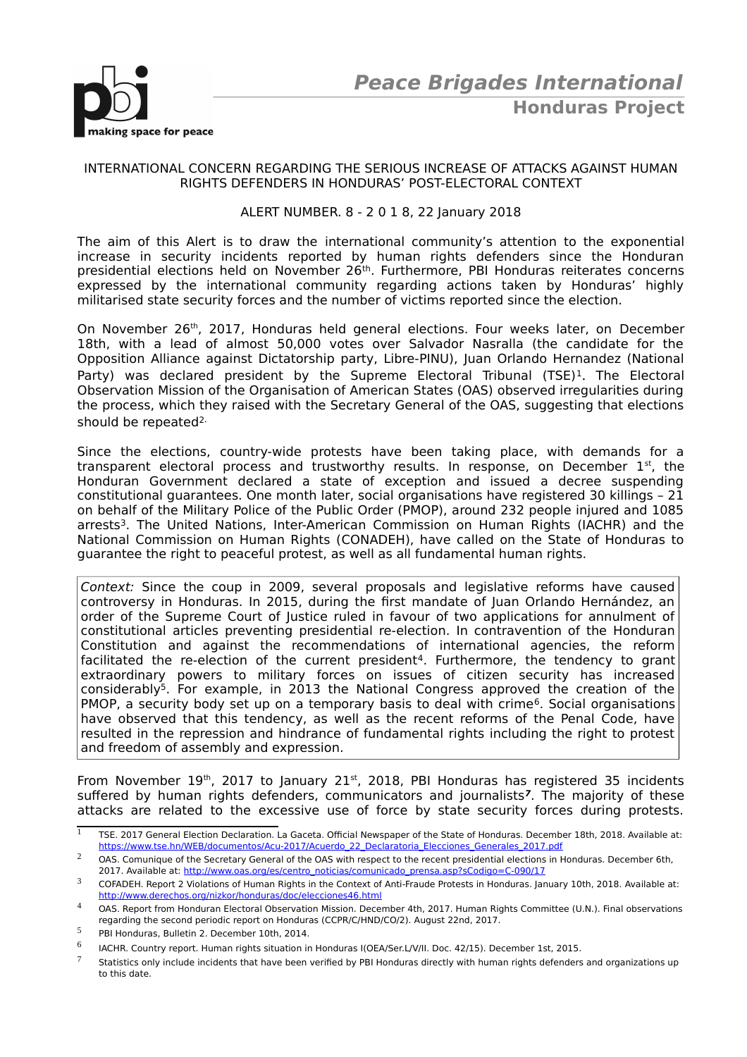# Peace Brigades International

## Honduras Project

INTERNATIONAL CONCERN REGARDING THE SERIOUS INCREASE OF ATTACKS AGAINST HUMAN RIGHTS DEFENDERS IN HONDURAS' POST-ELECTORAL CONTEXT

ALERT NUMBER. 8 - 2 0 1 8, 22 January 2018

The aim of this Alert is to draw the international community's attention to the exponential increase in security incidents reported by human rights defenders since the Honduran presidential elections held on November 26th. Furthermore, PBI Honduras reiterates concerns expressed by the international community regarding actions taken by Honduras' highly militarised state security forces and the number of victims reported since the election.

On November 26th, 2017, Honduras held general elections. Four weeks later, on December 18th, with a lead of almost 50,000 votes over Salvador Nasralla (the candidate for the Opposition Alliance against Dictatorship party, Libre-PINU), Juan Orlando Hernandez (National Party) was declared president by the Supreme Electoral Tribunal (TSE)[1]. The Electoral Observation Mission of the Organisation of American States (OAS) observed irregularities during the process, which they raised with the Secretary General of the OAS, suggesting that elections should be repeated[2].

Since the elections, country-wide protests have been taking place, with demands for a transparent electoral process and trustworthy results. In response, on December 1st, the Honduran Government declared a state of exception and issued a decree suspending constitutional guarantees. One month later, social organisations have registered 30 killings – 21 on behalf of the Military Police of the Public Order (PMOP), around 232 people injured and 1085 arrests[3]. The United Nations, Inter-American Commission on Human Rights (IACHR) and the National Commission on Human Rights (CONADEH), have called on the State of Honduras to guarantee the right to peaceful protest, as well as all fundamental human rights.

*Context:* Since the coup in 2009, several proposals and legislative reforms have caused controversy in Honduras. In 2015, during the first mandate of Juan Orlando Hernández, an order of the Supreme Court of Justice ruled in favour of two applications for annulment of constitutional articles preventing presidential re-election. In contravention of the Honduran Constitution and against the recommendations of international agencies, the reform facilitated the re-election of the current president[4]. Furthermore, the tendency to grant extraordinary powers to military forces on issues of citizen security has increased considerably[5]. For example, in 2013 the National Congress approved the creation of the PMOP, a security body set up on a temporary basis to deal with crime[6]. Social organisations have observed that this tendency, as well as the recent reforms of the Penal Code, have resulted in the repression and hindrance of fundamental rights including the right to protest and freedom of assembly and expression.

From November 19th, 2017 to January 21st, 2018, PBI Honduras has registered 35 incidents suffered by human rights defenders, communicators and journalists[7]. The majority of these attacks are related to the excessive use of force by state security forces during protests.

---

[1] TSE. 2017 General Election Declaration. La Gaceta. Official Newspaper of the State of Honduras. December 18th, 2018. Available at: https://www.tse.hn/WEB/documentos/Acu-2017/Acuerdo_22_Declaratoria_Elecciones_Generales_2017.pdf

[2] OAS. Comunique of the Secretary General of the OAS with respect to the recent presidential elections in Honduras. December 6th, 2017. Available at: http://www.oas.org/es/centro_noticias/comunicado_prensa.asp?sCodigo=C-090/17

[3] COFADEH. Report 2 Violations of Human Rights in the Context of Anti-Fraude Protests in Honduras. January 10th, 2018. Available at: http://www.derechos.org/nizkor/honduras/doc/elecciones46.html

[4] OAS. Report from Honduran Electoral Observation Mission. December 4th, 2017. Human Rights Committee (U.N.). Final observations regarding the second periodic report on Honduras (CCPR/C/HND/CO/2). August 22nd, 2017.

[5] PBI Honduras, Bulletin 2. December 10th, 2014.

[6] IACHR. Country report. Human rights situation in Honduras I(OEA/Ser.L/V/II. Doc. 42/15). December 1st, 2015.

[7] Statistics only include incidents that have been verified by PBI Honduras directly with human rights defenders and organizations up to this date.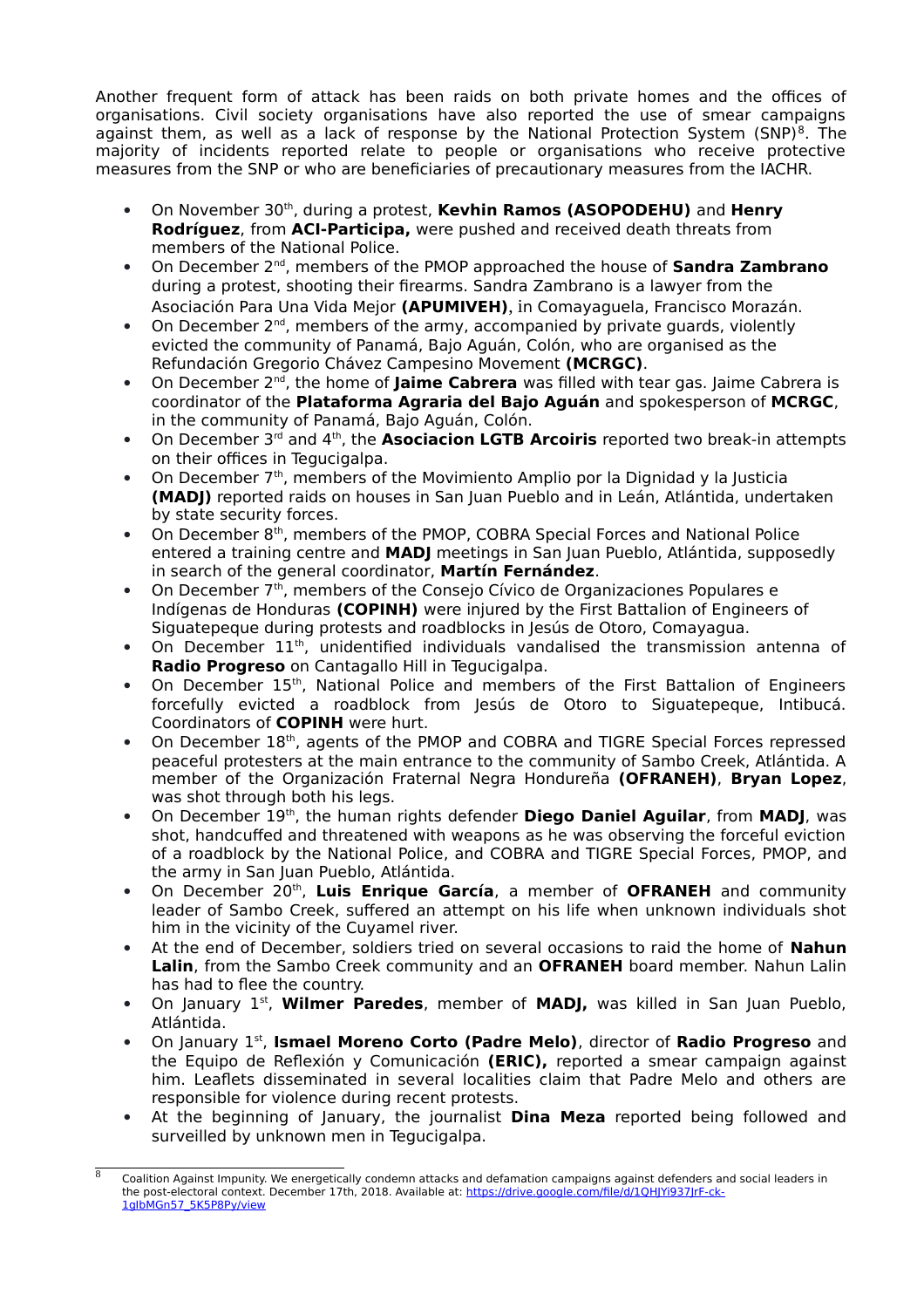Another frequent form of attack has been raids on both private homes and the offices of organisations. Civil society organisations have also reported the use of smear campaigns against them, as well as a lack of response by the National Protection System (SNP)[8]. The majority of incidents reported relate to people or organisations who receive protective measures from the SNP or who are beneficiaries of precautionary measures from the IACHR.

- On November 30th, during a protest, **Kevhin Ramos (ASOPODEHU)** and **Henry Rodríguez**, from **ACI-Participa,** were pushed and received death threats from members of the National Police.
- On December 2nd, members of the PMOP approached the house of **Sandra Zambrano** during a protest, shooting their firearms. Sandra Zambrano is a lawyer from the Asociación Para Una Vida Mejor **(APUMIVEH)**, in Comayaguela, Francisco Morazán.
- On December 2nd, members of the army, accompanied by private guards, violently evicted the community of Panamá, Bajo Aguán, Colón, who are organised as the Refundación Gregorio Chávez Campesino Movement **(MCRGC)**.
- On December 2nd, the home of **Jaime Cabrera** was filled with tear gas. Jaime Cabrera is coordinator of the **Plataforma Agraria del Bajo Aguán** and spokesperson of **MCRGC**, in the community of Panamá, Bajo Aguán, Colón.
- On December 3rd and 4th, the **Asociacion LGTB Arcoiris** reported two break-in attempts on their offices in Tegucigalpa.
- On December 7th, members of the Movimiento Amplio por la Dignidad y la Justicia **(MADJ)** reported raids on houses in San Juan Pueblo and in Leán, Atlántida, undertaken by state security forces.
- On December 8th, members of the PMOP, COBRA Special Forces and National Police entered a training centre and **MADJ** meetings in San Juan Pueblo, Atlántida, supposedly in search of the general coordinator, **Martín Fernández**.
- On December 7th, members of the Consejo Cívico de Organizaciones Populares e Indígenas de Honduras **(COPINH)** were injured by the First Battalion of Engineers of Siguatepeque during protests and roadblocks in Jesús de Otoro, Comayagua.
- On December 11th, unidentified individuals vandalised the transmission antenna of **Radio Progreso** on Cantagallo Hill in Tegucigalpa.
- On December 15th, National Police and members of the First Battalion of Engineers forcefully evicted a roadblock from Jesús de Otoro to Siguatepeque, Intibucá. Coordinators of **COPINH** were hurt.
- On December 18th, agents of the PMOP and COBRA and TIGRE Special Forces repressed peaceful protesters at the main entrance to the community of Sambo Creek, Atlántida. A member of the Organización Fraternal Negra Hondureña **(OFRANEH)**, **Bryan Lopez**, was shot through both his legs.
- On December 19th, the human rights defender **Diego Daniel Aguilar**, from **MADJ**, was shot, handcuffed and threatened with weapons as he was observing the forceful eviction of a roadblock by the National Police, and COBRA and TIGRE Special Forces, PMOP, and the army in San Juan Pueblo, Atlántida.
- On December 20th, **Luis Enrique García**, a member of **OFRANEH** and community leader of Sambo Creek, suffered an attempt on his life when unknown individuals shot him in the vicinity of the Cuyamel river.
- At the end of December, soldiers tried on several occasions to raid the home of **Nahun Lalin**, from the Sambo Creek community and an **OFRANEH** board member. Nahun Lalin has had to flee the country.
- On January 1st, **Wilmer Paredes**, member of **MADJ,** was killed in San Juan Pueblo, Atlántida.
- On January 1st, **Ismael Moreno Corto (Padre Melo)**, director of **Radio Progreso** and the Equipo de Reflexión y Comunicación **(ERIC),** reported a smear campaign against him. Leaflets disseminated in several localities claim that Padre Melo and others are responsible for violence during recent protests.
- At the beginning of January, the journalist **Dina Meza** reported being followed and surveilled by unknown men in Tegucigalpa.

---

[8] Coalition Against Impunity. We energetically condemn attacks and defamation campaigns against defenders and social leaders in the post-electoral context. December 17th, 2018. Available at: https://drive.google.com/file/d/1QHJYi937JrF-ck-1glbMGn57_5K5P8Py/view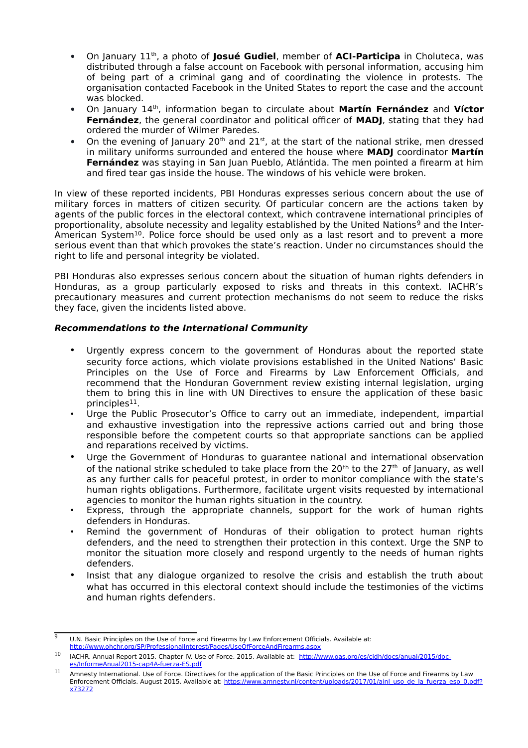- On January 11th, a photo of **Josué Gudiel**, member of **ACI-Participa** in Choluteca, was distributed through a false account on Facebook with personal information, accusing him of being part of a criminal gang and of coordinating the violence in protests. The organisation contacted Facebook in the United States to report the case and the account was blocked.
- On January 14th, information began to circulate about **Martín Fernández** and **Víctor Fernández**, the general coordinator and political officer of **MADJ**, stating that they had ordered the murder of Wilmer Paredes.
- On the evening of January 20th and 21st, at the start of the national strike, men dressed in military uniforms surrounded and entered the house where **MADJ** coordinator **Martín Fernández** was staying in San Juan Pueblo, Atlántida. The men pointed a firearm at him and fired tear gas inside the house. The windows of his vehicle were broken.

In view of these reported incidents, PBI Honduras expresses serious concern about the use of military forces in matters of citizen security. Of particular concern are the actions taken by agents of the public forces in the electoral context, which contravene international principles of proportionality, absolute necessity and legality established by the United Nations[9] and the Inter-American System[10]. Police force should be used only as a last resort and to prevent a more serious event than that which provokes the state's reaction. Under no circumstances should the right to life and personal integrity be violated.

PBI Honduras also expresses serious concern about the situation of human rights defenders in Honduras, as a group particularly exposed to risks and threats in this context. IACHR's precautionary measures and current protection mechanisms do not seem to reduce the risks they face, given the incidents listed above.

***Recommendations to the International Community***

- Urgently express concern to the government of Honduras about the reported state security force actions, which violate provisions established in the United Nations' Basic Principles on the Use of Force and Firearms by Law Enforcement Officials, and recommend that the Honduran Government review existing internal legislation, urging them to bring this in line with UN Directives to ensure the application of these basic principles[11].
- Urge the Public Prosecutor's Office to carry out an immediate, independent, impartial and exhaustive investigation into the repressive actions carried out and bring those responsible before the competent courts so that appropriate sanctions can be applied and reparations received by victims.
- Urge the Government of Honduras to guarantee national and international observation of the national strike scheduled to take place from the 20th to the 27th of January, as well as any further calls for peaceful protest, in order to monitor compliance with the state's human rights obligations. Furthermore, facilitate urgent visits requested by international agencies to monitor the human rights situation in the country.
- Express, through the appropriate channels, support for the work of human rights defenders in Honduras.
- Remind the government of Honduras of their obligation to protect human rights defenders, and the need to strengthen their protection in this context. Urge the SNP to monitor the situation more closely and respond urgently to the needs of human rights defenders.
- Insist that any dialogue organized to resolve the crisis and establish the truth about what has occurred in this electoral context should include the testimonies of the victims and human rights defenders.

---

9 U.N. Basic Principles on the Use of Force and Firearms by Law Enforcement Officials. Available at: http://www.ohchr.org/SP/ProfessionalInterest/Pages/UseOfForceAndFirearms.aspx

10 IACHR. Annual Report 2015. Chapter IV. Use of Force. 2015. Available at: http://www.oas.org/es/cidh/docs/anual/2015/doc-es/InformeAnual2015-cap4A-fuerza-ES.pdf

11 Amnesty International. Use of Force. Directives for the application of the Basic Principles on the Use of Force and Firearms by Law Enforcement Officials. August 2015. Available at: https://www.amnesty.nl/content/uploads/2017/01/ainl_uso_de_la_fuerza_esp_0.pdf?x73272